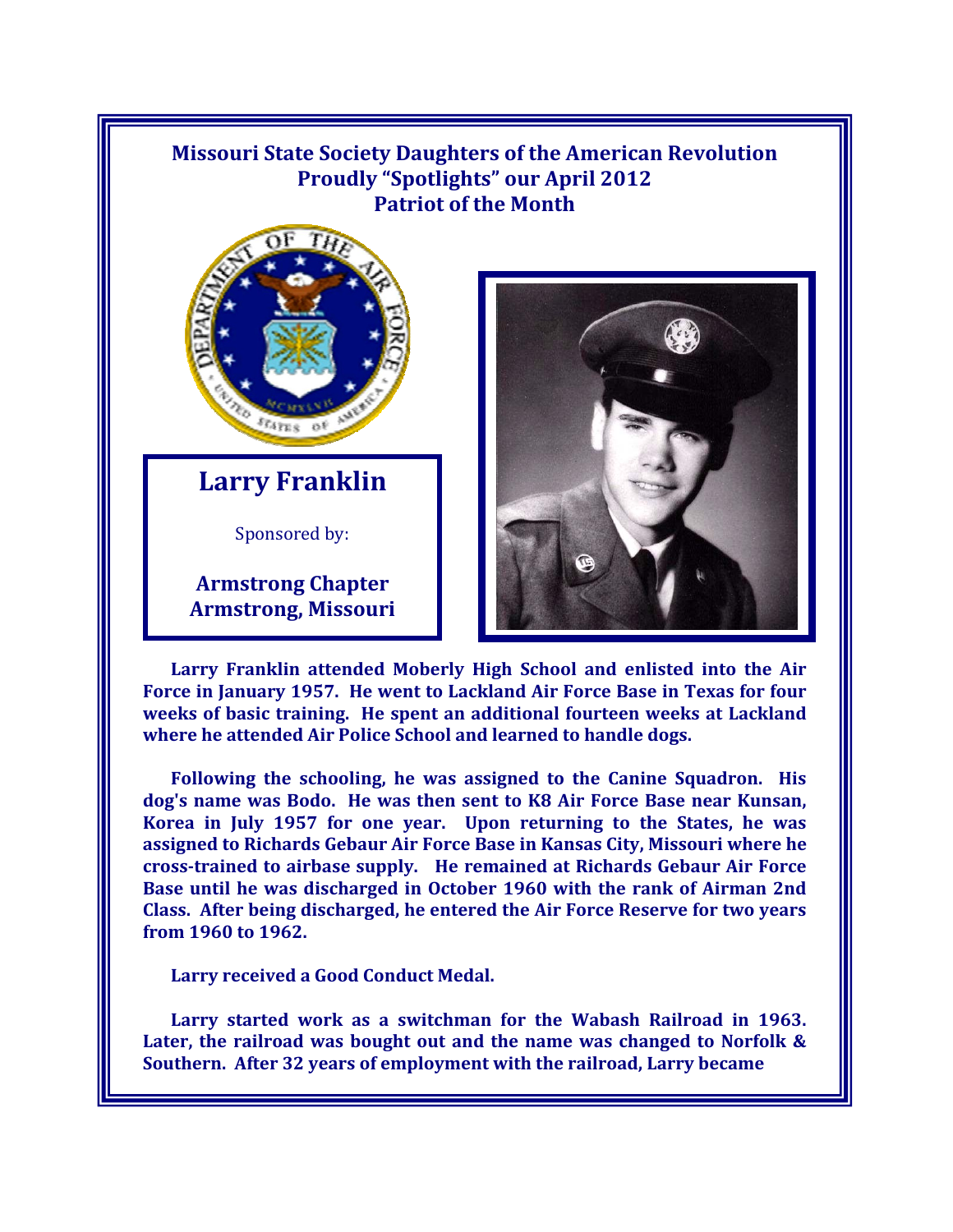# Missouri State Society Daughters of the American Revolution Proudly "Spotlights" our April 2012 Patriot of the Month

## Larry Franklin

Sponsored by:

**Armstrong Chapter**
**Armstrong, Missouri**

**Larry Franklin attended Moberly High School and enlisted into the Air Force in January 1957. He went to Lackland Air Force Base in Texas for four weeks of basic training. He spent an additional fourteen weeks at Lackland where he attended Air Police School and learned to handle dogs.**

**Following the schooling, he was assigned to the Canine Squadron. His dog's name was Bodo. He was then sent to K8 Air Force Base near Kunsan, Korea in July 1957 for one year. Upon returning to the States, he was assigned to Richards Gebaur Air Force Base in Kansas City, Missouri where he cross-trained to airbase supply. He remained at Richards Gebaur Air Force Base until he was discharged in October 1960 with the rank of Airman 2nd Class. After being discharged, he entered the Air Force Reserve for two years from 1960 to 1962.**

**Larry received a Good Conduct Medal.**

**Larry started work as a switchman for the Wabash Railroad in 1963. Later, the railroad was bought out and the name was changed to Norfolk & Southern. After 32 years of employment with the railroad, Larry became**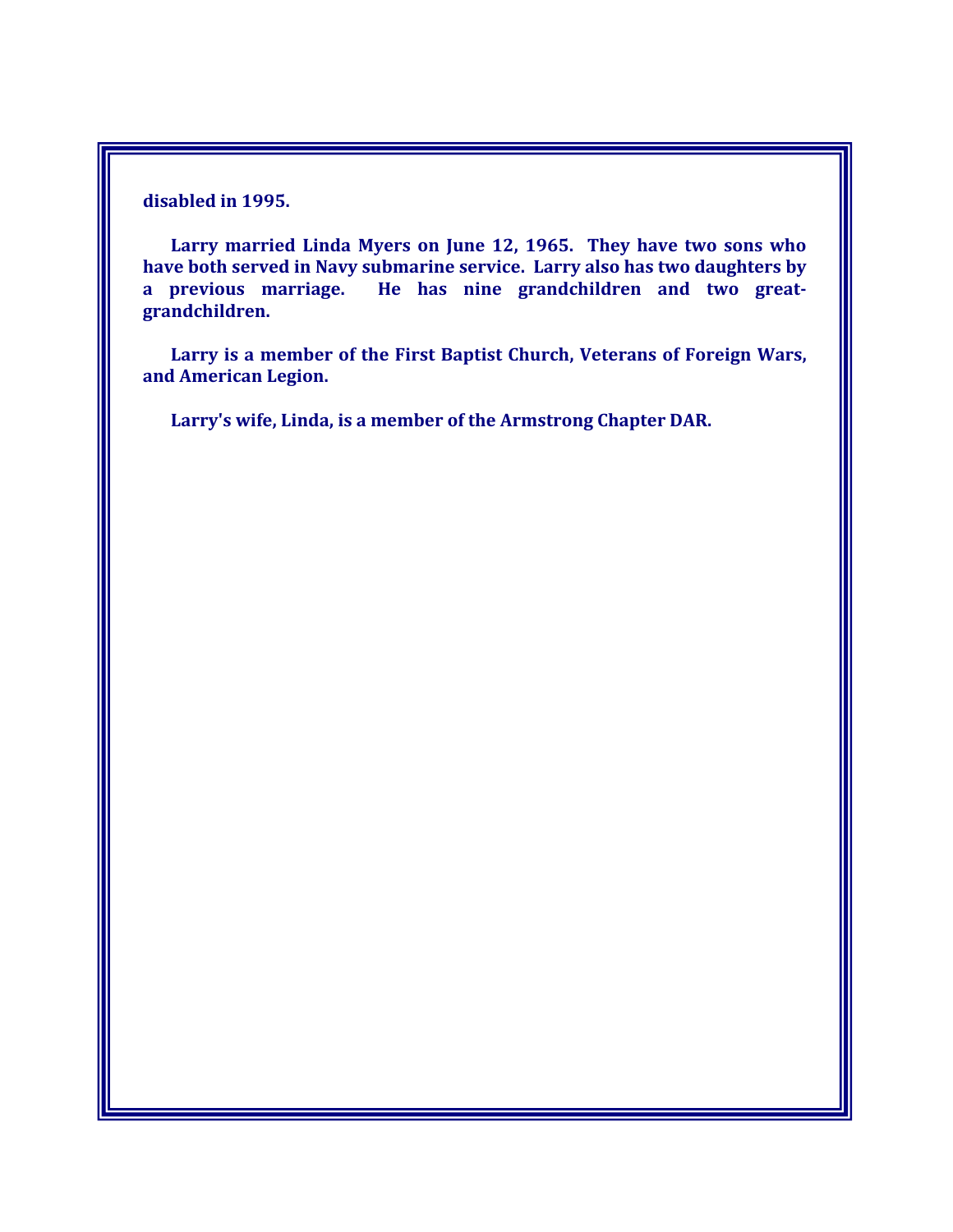**disabled in 1995.**

**Larry married Linda Myers on June 12, 1965. They have two sons who have both served in Navy submarine service. Larry also has two daughters by a previous marriage. He has nine grandchildren and two great-grandchildren.**

**Larry is a member of the First Baptist Church, Veterans of Foreign Wars, and American Legion.**

**Larry's wife, Linda, is a member of the Armstrong Chapter DAR.**